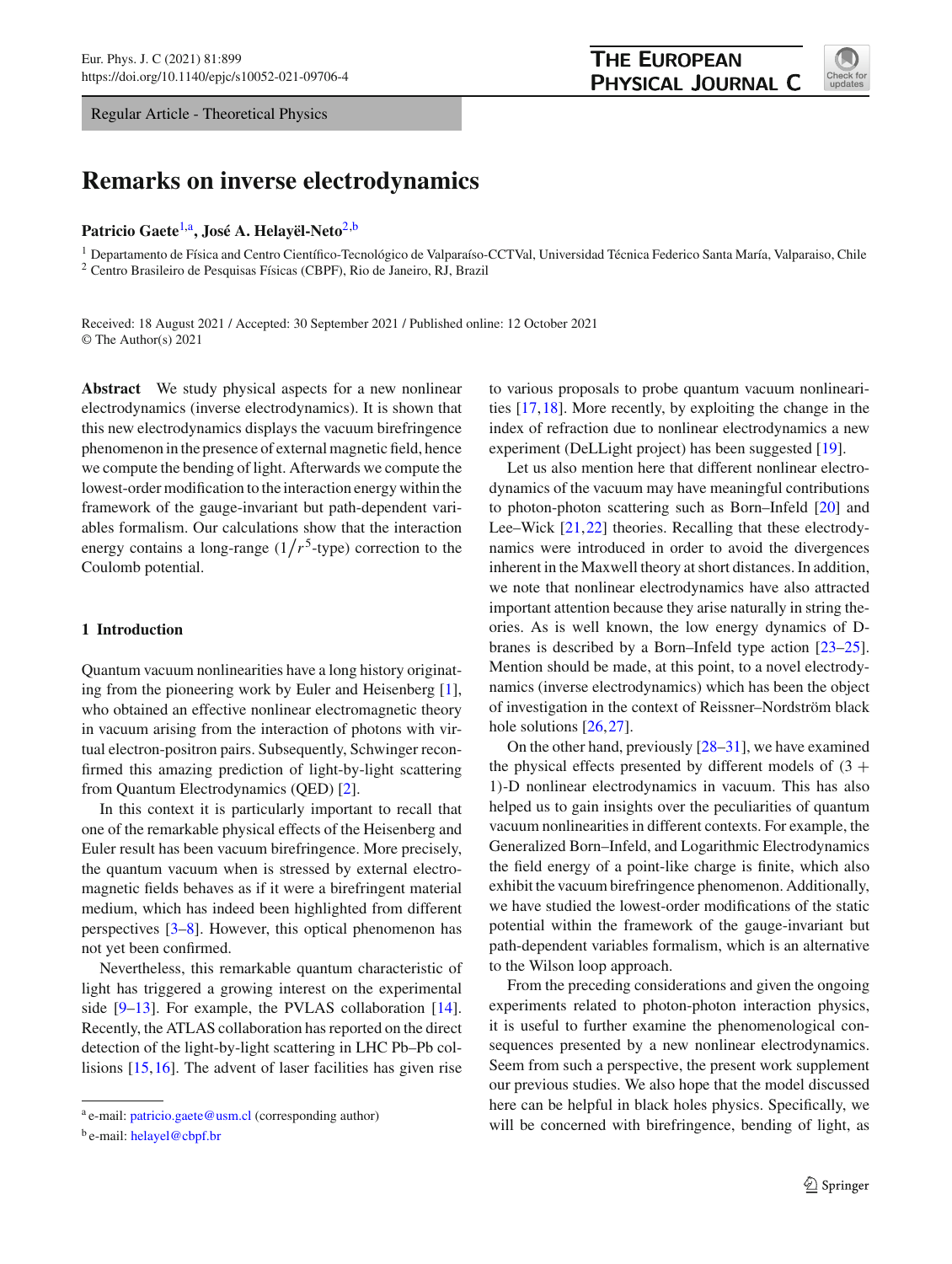Regular Article - Theoretical Physics

# Remarks on inverse electrodynamics

**Patricio Gaete**[1,a], **José A. Helayël-Neto**[2,b]

[1] Departamento de Física and Centro Científico-Tecnológico de Valparaíso-CCTVal, Universidad Técnica Federico Santa María, Valparaiso, Chile
[2] Centro Brasileiro de Pesquisas Físicas (CBPF), Rio de Janeiro, RJ, Brazil

Received: 18 August 2021 / Accepted: 30 September 2021 / Published online: 12 October 2021
© The Author(s) 2021

**Abstract** We study physical aspects for a new nonlinear electrodynamics (inverse electrodynamics). It is shown that this new electrodynamics displays the vacuum birefringence phenomenon in the presence of external magnetic field, hence we compute the bending of light. Afterwards we compute the lowest-order modification to the interaction energy within the framework of the gauge-invariant but path-dependent variables formalism. Our calculations show that the interaction energy contains a long-range ($1/r^5$-type) correction to the Coulomb potential.

## 1 Introduction

Quantum vacuum nonlinearities have a long history originating from the pioneering work by Euler and Heisenberg [1], who obtained an effective nonlinear electromagnetic theory in vacuum arising from the interaction of photons with virtual electron-positron pairs. Subsequently, Schwinger reconfirmed this amazing prediction of light-by-light scattering from Quantum Electrodynamics (QED) [2].

In this context it is particularly important to recall that one of the remarkable physical effects of the Heisenberg and Euler result has been vacuum birefringence. More precisely, the quantum vacuum when is stressed by external electromagnetic fields behaves as if it were a birefringent material medium, which has indeed been highlighted from different perspectives [3–8]. However, this optical phenomenon has not yet been confirmed.

Nevertheless, this remarkable quantum characteristic of light has triggered a growing interest on the experimental side [9–13]. For example, the PVLAS collaboration [14]. Recently, the ATLAS collaboration has reported on the direct detection of the light-by-light scattering in LHC Pb–Pb collisions [15,16]. The advent of laser facilities has given rise to various proposals to probe quantum vacuum nonlinearities [17,18]. More recently, by exploiting the change in the index of refraction due to nonlinear electrodynamics a new experiment (DeLLight project) has been suggested [19].

Let us also mention here that different nonlinear electrodynamics of the vacuum may have meaningful contributions to photon-photon scattering such as Born–Infeld [20] and Lee–Wick [21,22] theories. Recalling that these electrodynamics were introduced in order to avoid the divergences inherent in the Maxwell theory at short distances. In addition, we note that nonlinear electrodynamics have also attracted important attention because they arise naturally in string theories. As is well known, the low energy dynamics of D-branes is described by a Born–Infeld type action [23–25]. Mention should be made, at this point, to a novel electrodynamics (inverse electrodynamics) which has been the object of investigation in the context of Reissner–Nordström black hole solutions [26,27].

On the other hand, previously [28–31], we have examined the physical effects presented by different models of (3 + 1)-D nonlinear electrodynamics in vacuum. This has also helped us to gain insights over the peculiarities of quantum vacuum nonlinearities in different contexts. For example, the Generalized Born–Infeld, and Logarithmic Electrodynamics the field energy of a point-like charge is finite, which also exhibit the vacuum birefringence phenomenon. Additionally, we have studied the lowest-order modifications of the static potential within the framework of the gauge-invariant but path-dependent variables formalism, which is an alternative to the Wilson loop approach.

From the preceding considerations and given the ongoing experiments related to photon-photon interaction physics, it is useful to further examine the phenomenological consequences presented by a new nonlinear electrodynamics. Seem from such a perspective, the present work supplement our previous studies. We also hope that the model discussed here can be helpful in black holes physics. Specifically, we will be concerned with birefringence, bending of light, as

[a] e-mail: patricio.gaete@usm.cl (corresponding author)

[b] e-mail: helayel@cbpf.br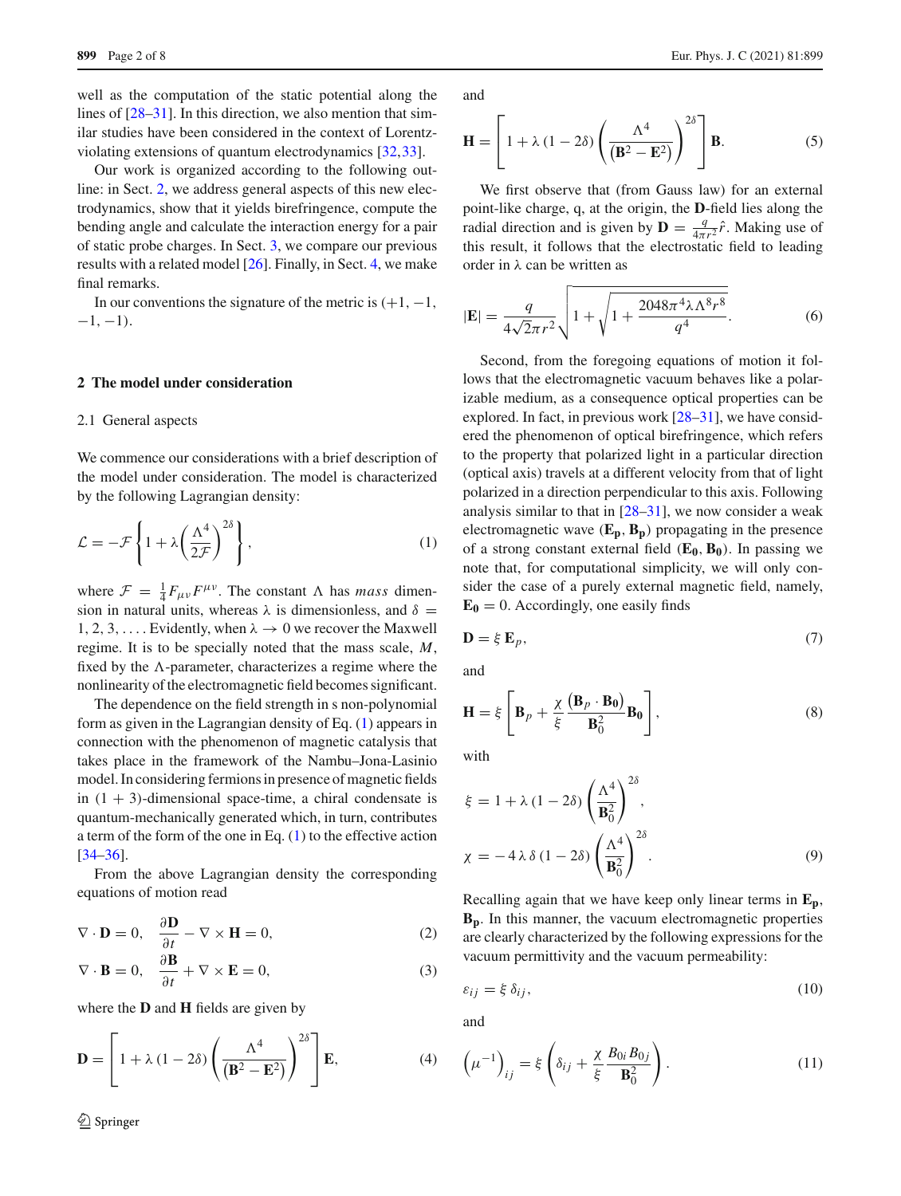well as the computation of the static potential along the lines of [28–31]. In this direction, we also mention that similar studies have been considered in the context of Lorentz-violating extensions of quantum electrodynamics [32,33].

Our work is organized according to the following outline: in Sect. 2, we address general aspects of this new electrodynamics, show that it yields birefringence, compute the bending angle and calculate the interaction energy for a pair of static probe charges. In Sect. 3, we compare our previous results with a related model [26]. Finally, in Sect. 4, we make final remarks.

In our conventions the signature of the metric is $(+1, -1, -1, -1)$.

## 2 The model under consideration

### 2.1 General aspects

We commence our considerations with a brief description of the model under consideration. The model is characterized by the following Lagrangian density:

$$\mathcal{L} = -\mathcal{F}\left\{1 + \lambda\left(\frac{\Lambda^4}{2\mathcal{F}}\right)^{2\delta}\right\}, \tag{1}$$

where $\mathcal{F} = \frac{1}{4}F_{\mu\nu}F^{\mu\nu}$. The constant $\Lambda$ has *mass* dimension in natural units, whereas $\lambda$ is dimensionless, and $\delta = 1, 2, 3, \ldots$. Evidently, when $\lambda \to 0$ we recover the Maxwell regime. It is to be specially noted that the mass scale, $M$, fixed by the $\Lambda$-parameter, characterizes a regime where the nonlinearity of the electromagnetic field becomes significant.

The dependence on the field strength in s non-polynomial form as given in the Lagrangian density of Eq. (1) appears in connection with the phenomenon of magnetic catalysis that takes place in the framework of the Nambu–Jona-Lasinio model. In considering fermions in presence of magnetic fields in $(1+3)$-dimensional space-time, a chiral condensate is quantum-mechanically generated which, in turn, contributes a term of the form of the one in Eq. (1) to the effective action [34–36].

From the above Lagrangian density the corresponding equations of motion read

$$\nabla \cdot \mathbf{D} = 0, \quad \frac{\partial \mathbf{D}}{\partial t} - \nabla \times \mathbf{H} = 0, \tag{2}$$

$$\nabla \cdot \mathbf{B} = 0, \quad \frac{\partial \mathbf{B}}{\partial t} + \nabla \times \mathbf{E} = 0, \tag{3}$$

where the $\mathbf{D}$ and $\mathbf{H}$ fields are given by

$$\mathbf{D} = \left[1 + \lambda\left(1 - 2\delta\right)\left(\frac{\Lambda^4}{\left(\mathbf{B}^2 - \mathbf{E}^2\right)}\right)^{2\delta}\right]\mathbf{E}, \tag{4}$$

and

$$\mathbf{H} = \left[1 + \lambda\left(1 - 2\delta\right)\left(\frac{\Lambda^4}{\left(\mathbf{B}^2 - \mathbf{E}^2\right)}\right)^{2\delta}\right]\mathbf{B}. \tag{5}$$

We first observe that (from Gauss law) for an external point-like charge, q, at the origin, the $\mathbf{D}$-field lies along the radial direction and is given by $\mathbf{D} = \frac{q}{4\pi r^2}\hat{r}$. Making use of this result, it follows that the electrostatic field to leading order in $\lambda$ can be written as

$$|\mathbf{E}| = \frac{q}{4\sqrt{2}\pi r^2}\sqrt{1 + \sqrt{1 + \frac{2048\pi^4\lambda\Lambda^8 r^8}{q^4}}}. \tag{6}$$

Second, from the foregoing equations of motion it follows that the electromagnetic vacuum behaves like a polarizable medium, as a consequence optical properties can be explored. In fact, in previous work [28–31], we have considered the phenomenon of optical birefringence, which refers to the property that polarized light in a particular direction (optical axis) travels at a different velocity from that of light polarized in a direction perpendicular to this axis. Following analysis similar to that in [28–31], we now consider a weak electromagnetic wave ($\mathbf{E_p}, \mathbf{B_p}$) propagating in the presence of a strong constant external field ($\mathbf{E_0}, \mathbf{B_0}$). In passing we note that, for computational simplicity, we will only consider the case of a purely external magnetic field, namely, $\mathbf{E_0} = 0$. Accordingly, one easily finds

$$\mathbf{D} = \xi\, \mathbf{E}_p, \tag{7}$$

and

$$\mathbf{H} = \xi\left[\mathbf{B}_p + \frac{\chi}{\xi}\frac{\left(\mathbf{B}_p \cdot \mathbf{B_0}\right)}{\mathbf{B}_0^2}\mathbf{B_0}\right], \tag{8}$$

with

$$\xi = 1 + \lambda\left(1 - 2\delta\right)\left(\frac{\Lambda^4}{\mathbf{B}_0^2}\right)^{2\delta},$$

$$\chi = -4\lambda\delta\left(1 - 2\delta\right)\left(\frac{\Lambda^4}{\mathbf{B}_0^2}\right)^{2\delta}. \tag{9}$$

Recalling again that we have keep only linear terms in $\mathbf{E_p}$, $\mathbf{B_p}$. In this manner, the vacuum electromagnetic properties are clearly characterized by the following expressions for the vacuum permittivity and the vacuum permeability:

$$\varepsilon_{ij} = \xi\, \delta_{ij}, \tag{10}$$

and

$$\left(\mu^{-1}\right)_{ij} = \xi\left(\delta_{ij} + \frac{\chi}{\xi}\frac{B_{0i}B_{0j}}{\mathbf{B}_0^2}\right). \tag{11}$$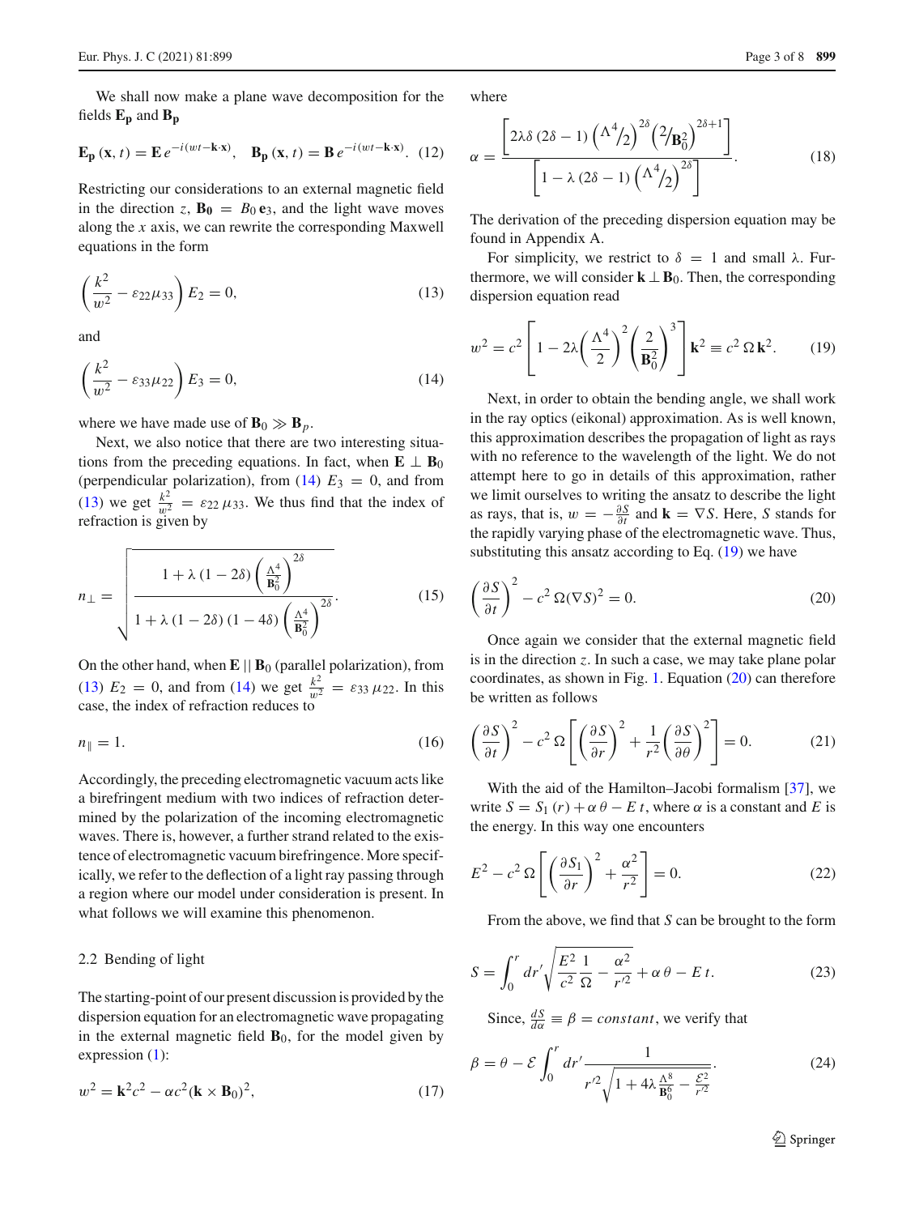We shall now make a plane wave decomposition for the fields $\mathbf{E_p}$ and $\mathbf{B_p}$

$$\mathbf{E_p}(\mathbf{x},t) = \mathbf{E}\, e^{-i(wt-\mathbf{k}\cdot\mathbf{x})}, \quad \mathbf{B_p}(\mathbf{x},t) = \mathbf{B}\, e^{-i(wt-\mathbf{k}\cdot\mathbf{x})}. \tag{12}$$

Restricting our considerations to an external magnetic field in the direction $z$, $\mathbf{B_0} = B_0\,\mathbf{e}_3$, and the light wave moves along the $x$ axis, we can rewrite the corresponding Maxwell equations in the form

$$\left(\frac{k^2}{w^2} - \varepsilon_{22}\mu_{33}\right) E_2 = 0, \tag{13}$$

and

$$\left(\frac{k^2}{w^2} - \varepsilon_{33}\mu_{22}\right) E_3 = 0, \tag{14}$$

where we have made use of $\mathbf{B}_0 \gg \mathbf{B}_p$.

Next, we also notice that there are two interesting situations from the preceding equations. In fact, when $\mathbf{E} \perp \mathbf{B}_0$ (perpendicular polarization), from (14) $E_3 = 0$, and from (13) we get $\frac{k^2}{w^2} = \varepsilon_{22}\,\mu_{33}$. We thus find that the index of refraction is given by

$$n_\perp = \sqrt{\frac{1 + \lambda\,(1-2\delta)\left(\frac{\Lambda^4}{\mathbf{B}_0^2}\right)^{2\delta}}{1 + \lambda\,(1-2\delta)\,(1-4\delta)\left(\frac{\Lambda^4}{\mathbf{B}_0^2}\right)^{2\delta}}}. \tag{15}$$

On the other hand, when $\mathbf{E} \,||\, \mathbf{B}_0$ (parallel polarization), from (13) $E_2 = 0$, and from (14) we get $\frac{k^2}{w^2} = \varepsilon_{33}\,\mu_{22}$. In this case, the index of refraction reduces to

$$n_\parallel = 1. \tag{16}$$

Accordingly, the preceding electromagnetic vacuum acts like a birefringent medium with two indices of refraction determined by the polarization of the incoming electromagnetic waves. There is, however, a further strand related to the existence of electromagnetic vacuum birefringence. More specifically, we refer to the deflection of a light ray passing through a region where our model under consideration is present. In what follows we will examine this phenomenon.

### 2.2 Bending of light

The starting-point of our present discussion is provided by the dispersion equation for an electromagnetic wave propagating in the external magnetic field $\mathbf{B}_0$, for the model given by expression (1):

$$w^2 = \mathbf{k}^2 c^2 - \alpha c^2 (\mathbf{k} \times \mathbf{B}_0)^2, \tag{17}$$

where

$$\alpha = \frac{\left[2\lambda\delta\,(2\delta-1)\left(\Lambda^4/2\right)^{2\delta}\left(2/\mathbf{B}_0^2\right)^{2\delta+1}\right]}{\left[1 - \lambda\,(2\delta-1)\left(\Lambda^4/2\right)^{2\delta}\right]}. \tag{18}$$

The derivation of the preceding dispersion equation may be found in Appendix A.

For simplicity, we restrict to $\delta = 1$ and small $\lambda$. Furthermore, we will consider $\mathbf{k} \perp \mathbf{B}_0$. Then, the corresponding dispersion equation read

$$w^2 = c^2\left[1 - 2\lambda\left(\frac{\Lambda^4}{2}\right)^2\left(\frac{2}{\mathbf{B}_0^2}\right)^3\right]\mathbf{k}^2 \equiv c^2\,\Omega\,\mathbf{k}^2. \tag{19}$$

Next, in order to obtain the bending angle, we shall work in the ray optics (eikonal) approximation. As is well known, this approximation describes the propagation of light as rays with no reference to the wavelength of the light. We do not attempt here to go in details of this approximation, rather we limit ourselves to writing the ansatz to describe the light as rays, that is, $w = -\frac{\partial S}{\partial t}$ and $\mathbf{k} = \nabla S$. Here, $S$ stands for the rapidly varying phase of the electromagnetic wave. Thus, substituting this ansatz according to Eq. (19) we have

$$\left(\frac{\partial S}{\partial t}\right)^2 - c^2\,\Omega(\nabla S)^2 = 0. \tag{20}$$

Once again we consider that the external magnetic field is in the direction $z$. In such a case, we may take plane polar coordinates, as shown in Fig. 1. Equation (20) can therefore be written as follows

$$\left(\frac{\partial S}{\partial t}\right)^2 - c^2\,\Omega\left[\left(\frac{\partial S}{\partial r}\right)^2 + \frac{1}{r^2}\left(\frac{\partial S}{\partial \theta}\right)^2\right] = 0. \tag{21}$$

With the aid of the Hamilton–Jacobi formalism [37], we write $S = S_1(r) + \alpha\,\theta - E\,t$, where $\alpha$ is a constant and $E$ is the energy. In this way one encounters

$$E^2 - c^2\,\Omega\left[\left(\frac{\partial S_1}{\partial r}\right)^2 + \frac{\alpha^2}{r^2}\right] = 0. \tag{22}$$

From the above, we find that $S$ can be brought to the form

$$S = \int_0^r dr'\sqrt{\frac{E^2}{c^2}\frac{1}{\Omega} - \frac{\alpha^2}{r'^2}} + \alpha\,\theta - E\,t. \tag{23}$$

Since, $\frac{dS}{d\alpha} \equiv \beta = constant$, we verify that

$$\beta = \theta - \mathcal{E}\int_0^r dr'\frac{1}{r'^2\sqrt{1 + 4\lambda\frac{\Lambda^8}{\mathbf{B}_0^6} - \frac{\mathcal{E}^2}{r'^2}}}. \tag{24}$$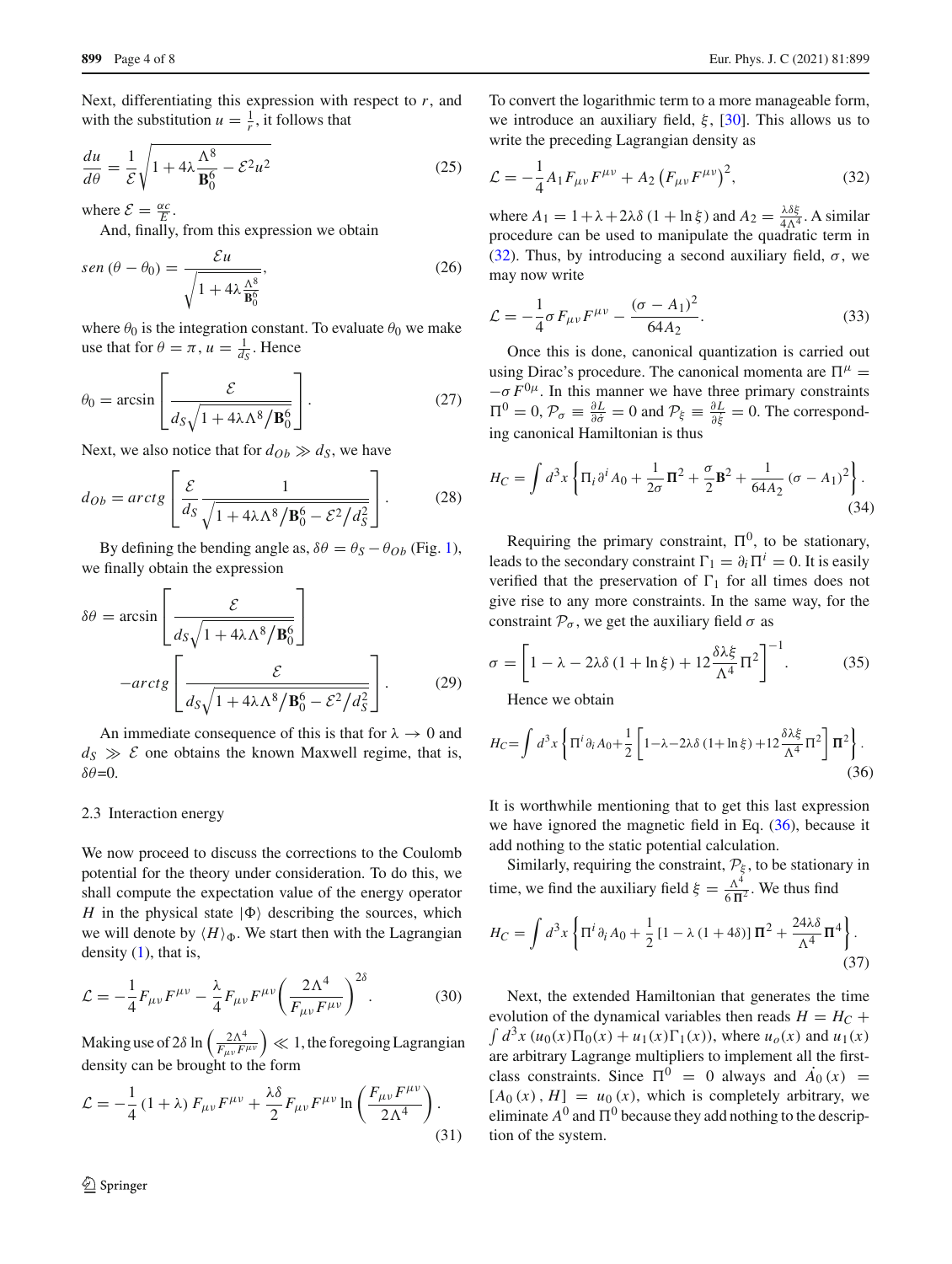Next, differentiating this expression with respect to $r$, and with the substitution $u = \frac{1}{r}$, it follows that

$$\frac{du}{d\theta} = \frac{1}{\mathcal{E}}\sqrt{1 + 4\lambda\frac{\Lambda^8}{\mathbf{B}_0^6} - \mathcal{E}^2 u^2} \tag{25}$$

where $\mathcal{E} = \frac{\alpha c}{E}$.

And, finally, from this expression we obtain

$$sen\left(\theta - \theta_0\right) = \frac{\mathcal{E}u}{\sqrt{1 + 4\lambda\frac{\Lambda^8}{\mathbf{B}_0^6}}}, \tag{26}$$

where $\theta_0$ is the integration constant. To evaluate $\theta_0$ we make use that for $\theta = \pi$, $u = \frac{1}{d_S}$. Hence

$$\theta_0 = \arcsin\left[\frac{\mathcal{E}}{d_S\sqrt{1 + 4\lambda\Lambda^8/\mathbf{B}_0^6}}\right]. \tag{27}$$

Next, we also notice that for $d_{Ob} \gg d_S$, we have

$$d_{Ob} = arctg\left[\frac{\mathcal{E}}{d_S}\frac{1}{\sqrt{1 + 4\lambda\Lambda^8/\mathbf{B}_0^6 - \mathcal{E}^2/d_S^2}}\right]. \tag{28}$$

By defining the bending angle as, $\delta\theta = \theta_S - \theta_{Ob}$ (Fig. 1), we finally obtain the expression

$$\delta\theta = \arcsin\left[\frac{\mathcal{E}}{d_S\sqrt{1 + 4\lambda\Lambda^8/\mathbf{B}_0^6}}\right] - arctg\left[\frac{\mathcal{E}}{d_S\sqrt{1 + 4\lambda\Lambda^8/\mathbf{B}_0^6 - \mathcal{E}^2/d_S^2}}\right]. \tag{29}$$

An immediate consequence of this is that for $\lambda \to 0$ and $d_S \gg \mathcal{E}$ one obtains the known Maxwell regime, that is, $\delta\theta$=0.

### 2.3 Interaction energy

We now proceed to discuss the corrections to the Coulomb potential for the theory under consideration. To do this, we shall compute the expectation value of the energy operator $H$ in the physical state $|\Phi\rangle$ describing the sources, which we will denote by $\langle H\rangle_\Phi$. We start then with the Lagrangian density (1), that is,

$$\mathcal{L} = -\frac{1}{4}F_{\mu\nu}F^{\mu\nu} - \frac{\lambda}{4}F_{\mu\nu}F^{\mu\nu}\left(\frac{2\Lambda^4}{F_{\mu\nu}F^{\mu\nu}}\right)^{2\delta}. \tag{30}$$

Making use of $2\delta\ln\left(\frac{2\Lambda^4}{F_{\mu\nu}F^{\mu\nu}}\right) \ll 1$, the foregoing Lagrangian density can be brought to the form

$$\mathcal{L} = -\frac{1}{4}\left(1+\lambda\right)F_{\mu\nu}F^{\mu\nu} + \frac{\lambda\delta}{2}F_{\mu\nu}F^{\mu\nu}\ln\left(\frac{F_{\mu\nu}F^{\mu\nu}}{2\Lambda^4}\right). \tag{31}$$

To convert the logarithmic term to a more manageable form, we introduce an auxiliary field, $\xi$, [30]. This allows us to write the preceding Lagrangian density as

$$\mathcal{L} = -\frac{1}{4}A_1 F_{\mu\nu}F^{\mu\nu} + A_2\left(F_{\mu\nu}F^{\mu\nu}\right)^2, \tag{32}$$

where $A_1 = 1 + \lambda + 2\lambda\delta\left(1 + \ln\xi\right)$ and $A_2 = \frac{\lambda\delta\xi}{4\Lambda^4}$. A similar procedure can be used to manipulate the quadratic term in (32). Thus, by introducing a second auxiliary field, $\sigma$, we may now write

$$\mathcal{L} = -\frac{1}{4}\sigma F_{\mu\nu}F^{\mu\nu} - \frac{\left(\sigma - A_1\right)^2}{64A_2}. \tag{33}$$

Once this is done, canonical quantization is carried out using Dirac's procedure. The canonical momenta are $\Pi^\mu = -\sigma F^{0\mu}$. In this manner we have three primary constraints $\Pi^0 = 0$, $\mathcal{P}_\sigma \equiv \frac{\partial L}{\partial\dot{\sigma}} = 0$ and $\mathcal{P}_\xi \equiv \frac{\partial L}{\partial\dot{\xi}} = 0$. The corresponding canonical Hamiltonian is thus

$$H_C = \int d^3x\left\{\Pi_i\partial^i A_0 + \frac{1}{2\sigma}\mathbf{\Pi}^2 + \frac{\sigma}{2}\mathbf{B}^2 + \frac{1}{64A_2}\left(\sigma - A_1\right)^2\right\}. \tag{34}$$

Requiring the primary constraint, $\Pi^0$, to be stationary, leads to the secondary constraint $\Gamma_1 = \partial_i\Pi^i = 0$. It is easily verified that the preservation of $\Gamma_1$ for all times does not give rise to any more constraints. In the same way, for the constraint $\mathcal{P}_\sigma$, we get the auxiliary field $\sigma$ as

$$\sigma = \left[1 - \lambda - 2\lambda\delta\left(1 + \ln\xi\right) + 12\frac{\delta\lambda\xi}{\Lambda^4}\Pi^2\right]^{-1}. \tag{35}$$

Hence we obtain

$$H_C = \int d^3x\left\{\Pi^i\partial_i A_0 + \frac{1}{2}\left[1 - \lambda - 2\lambda\delta\left(1 + \ln\xi\right) + 12\frac{\delta\lambda\xi}{\Lambda^4}\Pi^2\right]\mathbf{\Pi}^2\right\}. \tag{36}$$

It is worthwhile mentioning that to get this last expression we have ignored the magnetic field in Eq. (36), because it add nothing to the static potential calculation.

Similarly, requiring the constraint, $\mathcal{P}_\xi$, to be stationary in time, we find the auxiliary field $\xi = \frac{\Lambda^4}{6\mathbf{\Pi}^2}$. We thus find

$$H_C = \int d^3x\left\{\Pi^i\partial_i A_0 + \frac{1}{2}\left[1 - \lambda\left(1 + 4\delta\right)\right]\mathbf{\Pi}^2 + \frac{24\lambda\delta}{\Lambda^4}\mathbf{\Pi}^4\right\}. \tag{37}$$

Next, the extended Hamiltonian that generates the time evolution of the dynamical variables then reads $H = H_C + \int d^3x\left(u_0(x)\Pi_0(x) + u_1(x)\Gamma_1(x)\right)$, where $u_o(x)$ and $u_1(x)$ are arbitrary Lagrange multipliers to implement all the first-class constraints. Since $\Pi^0 = 0$ always and $\dot{A}_0(x) = \left[A_0(x), H\right] = u_0(x)$, which is completely arbitrary, we eliminate $A^0$ and $\Pi^0$ because they add nothing to the description of the system.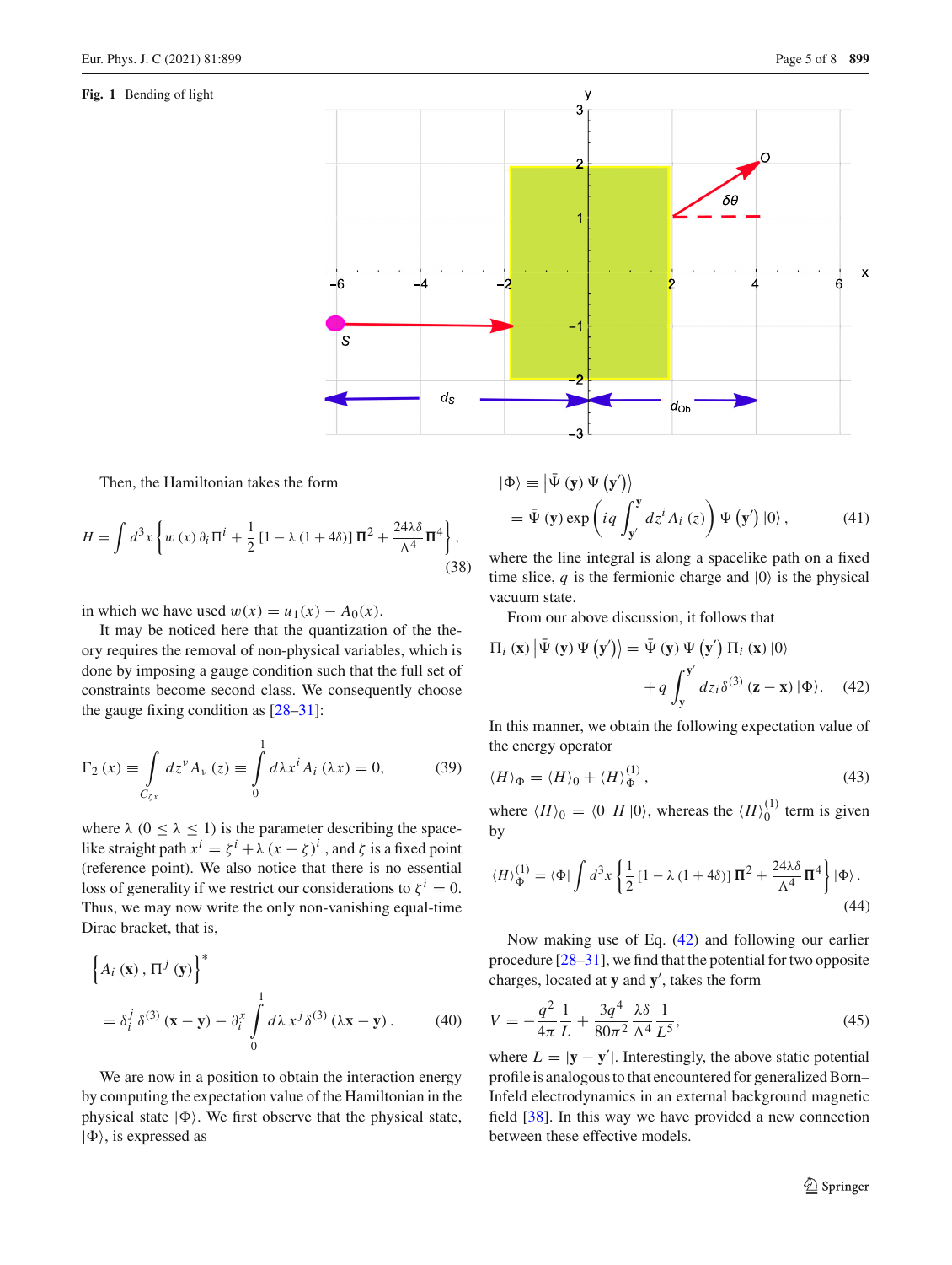**Fig. 1** Bending of light

Then, the Hamiltonian takes the form

$$H = \int d^3x \left\{ w(x)\, \partial_i \Pi^i + \frac{1}{2}\left[1 - \lambda(1+4\delta)\right] \mathbf{\Pi}^2 + \frac{24\lambda\delta}{\Lambda^4} \mathbf{\Pi}^4 \right\}, \tag{38}$$

in which we have used $w(x) = u_1(x) - A_0(x)$.

It may be noticed here that the quantization of the theory requires the removal of non-physical variables, which is done by imposing a gauge condition such that the full set of constraints become second class. We consequently choose the gauge fixing condition as [28–31]:

$$\Gamma_2(x) \equiv \int_{C_{\zeta x}} dz^\nu A_\nu(z) \equiv \int_0^1 d\lambda x^i A_i(\lambda x) = 0, \tag{39}$$

where $\lambda$ $(0 \leq \lambda \leq 1)$ is the parameter describing the spacelike straight path $x^i = \zeta^i + \lambda(x - \zeta)^i$, and $\zeta$ is a fixed point (reference point). We also notice that there is no essential loss of generality if we restrict our considerations to $\zeta^i = 0$. Thus, we may now write the only non-vanishing equal-time Dirac bracket, that is,

$$\left\{ A_i(\mathbf{x}), \Pi^j(\mathbf{y}) \right\}^* = \delta_i^j \delta^{(3)}(\mathbf{x} - \mathbf{y}) - \partial_i^x \int_0^1 d\lambda\, x^j \delta^{(3)}(\lambda \mathbf{x} - \mathbf{y}). \tag{40}$$

We are now in a position to obtain the interaction energy by computing the expectation value of the Hamiltonian in the physical state $|\Phi\rangle$. We first observe that the physical state, $|\Phi\rangle$, is expressed as

$$|\Phi\rangle \equiv \left|\bar{\Psi}(\mathbf{y})\Psi(\mathbf{y}')\right\rangle = \bar{\Psi}(\mathbf{y}) \exp\left( iq \int_{\mathbf{y}'}^{\mathbf{y}} dz^i A_i(z) \right) \Psi(\mathbf{y}')|0\rangle, \tag{41}$$

where the line integral is along a spacelike path on a fixed time slice, $q$ is the fermionic charge and $|0\rangle$ is the physical vacuum state.

From our above discussion, it follows that

$$\Pi_i(\mathbf{x}) \left|\bar{\Psi}(\mathbf{y})\Psi(\mathbf{y}')\right\rangle = \bar{\Psi}(\mathbf{y})\Psi(\mathbf{y}')\Pi_i(\mathbf{x})|0\rangle + q \int_{\mathbf{y}}^{\mathbf{y}'} dz_i \delta^{(3)}(\mathbf{z} - \mathbf{x})|\Phi\rangle. \tag{42}$$

In this manner, we obtain the following expectation value of the energy operator

$$\langle H \rangle_\Phi = \langle H \rangle_0 + \langle H \rangle_\Phi^{(1)}, \tag{43}$$

where $\langle H \rangle_0 = \langle 0 | H | 0 \rangle$, whereas the $\langle H \rangle_0^{(1)}$ term is given by

$$\langle H \rangle_\Phi^{(1)} = \langle \Phi | \int d^3x \left\{ \frac{1}{2}\left[1 - \lambda(1+4\delta)\right] \mathbf{\Pi}^2 + \frac{24\lambda\delta}{\Lambda^4} \mathbf{\Pi}^4 \right\} |\Phi\rangle. \tag{44}$$

Now making use of Eq. (42) and following our earlier procedure [28–31], we find that the potential for two opposite charges, located at $\mathbf{y}$ and $\mathbf{y}'$, takes the form

$$V = -\frac{q^2}{4\pi}\frac{1}{L} + \frac{3q^4}{80\pi^2}\frac{\lambda\delta}{\Lambda^4}\frac{1}{L^5}, \tag{45}$$

where $L = |\mathbf{y} - \mathbf{y}'|$. Interestingly, the above static potential profile is analogous to that encountered for generalized Born–Infeld electrodynamics in an external background magnetic field [38]. In this way we have provided a new connection between these effective models.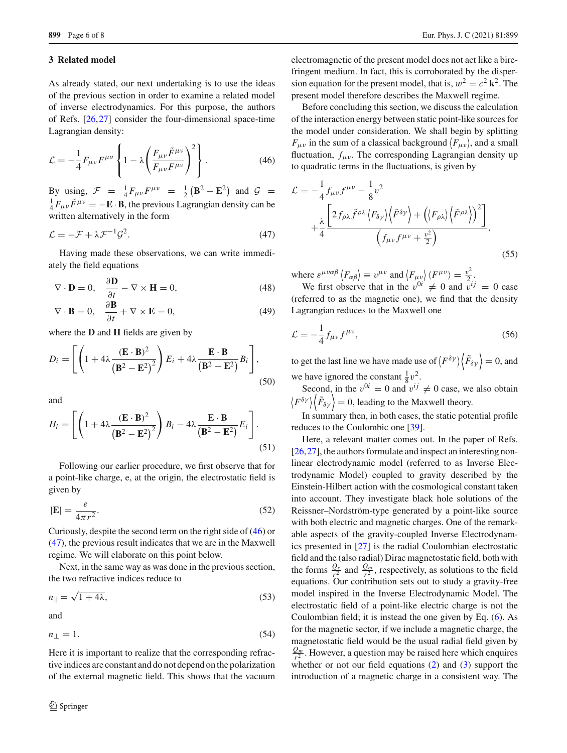## 3 Related model

As already stated, our next undertaking is to use the ideas of the previous section in order to examine a related model of inverse electrodynamics. For this purpose, the authors of Refs. [26,27] consider the four-dimensional space-time Lagrangian density:

$$
\mathcal{L} = -\frac{1}{4} F_{\mu\nu} F^{\mu\nu} \left\{ 1 - \lambda \left( \frac{F_{\mu\nu} \tilde{F}^{\mu\nu}}{F_{\mu\nu} F^{\mu\nu}} \right)^2 \right\}. \tag{46}
$$

By using, $\mathcal{F} = \frac{1}{4} F_{\mu\nu} F^{\mu\nu} = \frac{1}{2}\left(\mathbf{B}^2 - \mathbf{E}^2\right)$ and $\mathcal{G} = \frac{1}{4} F_{\mu\nu} \tilde{F}^{\mu\nu} = -\mathbf{E} \cdot \mathbf{B}$, the previous Lagrangian density can be written alternatively in the form

$$
\mathcal{L} = -\mathcal{F} + \lambda \mathcal{F}^{-1} \mathcal{G}^2. \tag{47}
$$

Having made these observations, we can write immediately the field equations

$$
\nabla \cdot \mathbf{D} = 0, \quad \frac{\partial \mathbf{D}}{\partial t} - \nabla \times \mathbf{H} = 0, \tag{48}
$$

$$
\nabla \cdot \mathbf{B} = 0, \quad \frac{\partial \mathbf{B}}{\partial t} + \nabla \times \mathbf{E} = 0, \tag{49}
$$

where the $\mathbf{D}$ and $\mathbf{H}$ fields are given by

$$
D_i = \left[ \left( 1 + 4\lambda \frac{(\mathbf{E} \cdot \mathbf{B})^2}{\left(\mathbf{B}^2 - \mathbf{E}^2\right)^2} \right) E_i + 4\lambda \frac{\mathbf{E} \cdot \mathbf{B}}{\left(\mathbf{B}^2 - \mathbf{E}^2\right)} B_i \right], \tag{50}
$$

and

$$
H_i = \left[ \left( 1 + 4\lambda \frac{(\mathbf{E} \cdot \mathbf{B})^2}{\left(\mathbf{B}^2 - \mathbf{E}^2\right)^2} \right) B_i - 4\lambda \frac{\mathbf{E} \cdot \mathbf{B}}{\left(\mathbf{B}^2 - \mathbf{E}^2\right)} E_i \right]. \tag{51}
$$

Following our earlier procedure, we first observe that for a point-like charge, e, at the origin, the electrostatic field is given by

$$
|\mathbf{E}| = \frac{e}{4\pi r^2}. \tag{52}
$$

Curiously, despite the second term on the right side of (46) or (47), the previous result indicates that we are in the Maxwell regime. We will elaborate on this point below.

Next, in the same way as was done in the previous section, the two refractive indices reduce to

$$
n_{\parallel} = \sqrt{1 + 4\lambda}, \tag{53}
$$

and

$$
n_{\perp} = 1. \tag{54}
$$

Here it is important to realize that the corresponding refractive indices are constant and do not depend on the polarization of the external magnetic field. This shows that the vacuum electromagnetic of the present model does not act like a birefringent medium. In fact, this is corroborated by the dispersion equation for the present model, that is, $w^2 = c^2 \mathbf{k}^2$. The present model therefore describes the Maxwell regime.

Before concluding this section, we discuss the calculation of the interaction energy between static point-like sources for the model under consideration. We shall begin by splitting $F_{\mu\nu}$ in the sum of a classical background $\langle F_{\mu\nu} \rangle$, and a small fluctuation, $f_{\mu\nu}$. The corresponding Lagrangian density up to quadratic terms in the fluctuations, is given by

$$
\mathcal{L} = -\frac{1}{4} f_{\mu\nu} f^{\mu\nu} - \frac{1}{8} v^2 + \frac{\lambda}{4} \frac{\left[ 2 f_{\rho\lambda} \tilde{f}^{\rho\lambda} \langle F_{\delta\gamma} \rangle \left\langle \tilde{F}^{\delta\gamma} \right\rangle + \left( \langle F_{\rho\lambda} \rangle \left\langle \tilde{F}^{\rho\lambda} \right\rangle \right)^2 \right]}{\left( f_{\mu\nu} f^{\mu\nu} + \frac{v^2}{2} \right)}, \tag{55}
$$

where $\varepsilon^{\mu\nu\alpha\beta} \langle F_{\alpha\beta} \rangle \equiv v^{\mu\nu}$ and $\langle F_{\mu\nu} \rangle \langle F^{\mu\nu} \rangle = \frac{v^2}{2}$.

We first observe that in the $v^{0i} \neq 0$ and $v^{ij} = 0$ case (referred to as the magnetic one), we find that the density Lagrangian reduces to the Maxwell one

$$
\mathcal{L} = -\frac{1}{4} f_{\mu\nu} f^{\mu\nu}, \tag{56}
$$

to get the last line we have made use of $\left\langle F^{\delta\gamma} \right\rangle \left\langle \tilde{F}_{\delta\gamma} \right\rangle = 0$, and we have ignored the constant $\frac{1}{8} v^2$.

Second, in the $v^{0i} = 0$ and $v^{ij} \neq 0$ case, we also obtain $\left\langle F^{\delta\gamma} \right\rangle \left\langle \tilde{F}_{\delta\gamma} \right\rangle = 0$, leading to the Maxwell theory.

In summary then, in both cases, the static potential profile reduces to the Coulombic one [39].

Here, a relevant matter comes out. In the paper of Refs. [26,27], the authors formulate and inspect an interesting nonlinear electrodynamic model (referred to as Inverse Electrodynamic Model) coupled to gravity described by the Einstein-Hilbert action with the cosmological constant taken into account. They investigate black hole solutions of the Reissner–Nordström-type generated by a point-like source with both electric and magnetic charges. One of the remarkable aspects of the gravity-coupled Inverse Electrodynamics presented in [27] is the radial Coulombian electrostatic field and the (also radial) Dirac magnetostatic field, both with the forms $\frac{Q_e}{r^2}$ and $\frac{Q_m}{r^2}$, respectively, as solutions to the field equations. Our contribution sets out to study a gravity-free model inspired in the Inverse Electrodynamic Model. The electrostatic field of a point-like electric charge is not the Coulombian field; it is instead the one given by Eq. (6). As for the magnetic sector, if we include a magnetic charge, the magnetostatic field would be the usual radial field given by $\frac{Q_m}{r^2}$. However, a question may be raised here which enquires whether or not our field equations (2) and (3) support the introduction of a magnetic charge in a consistent way. The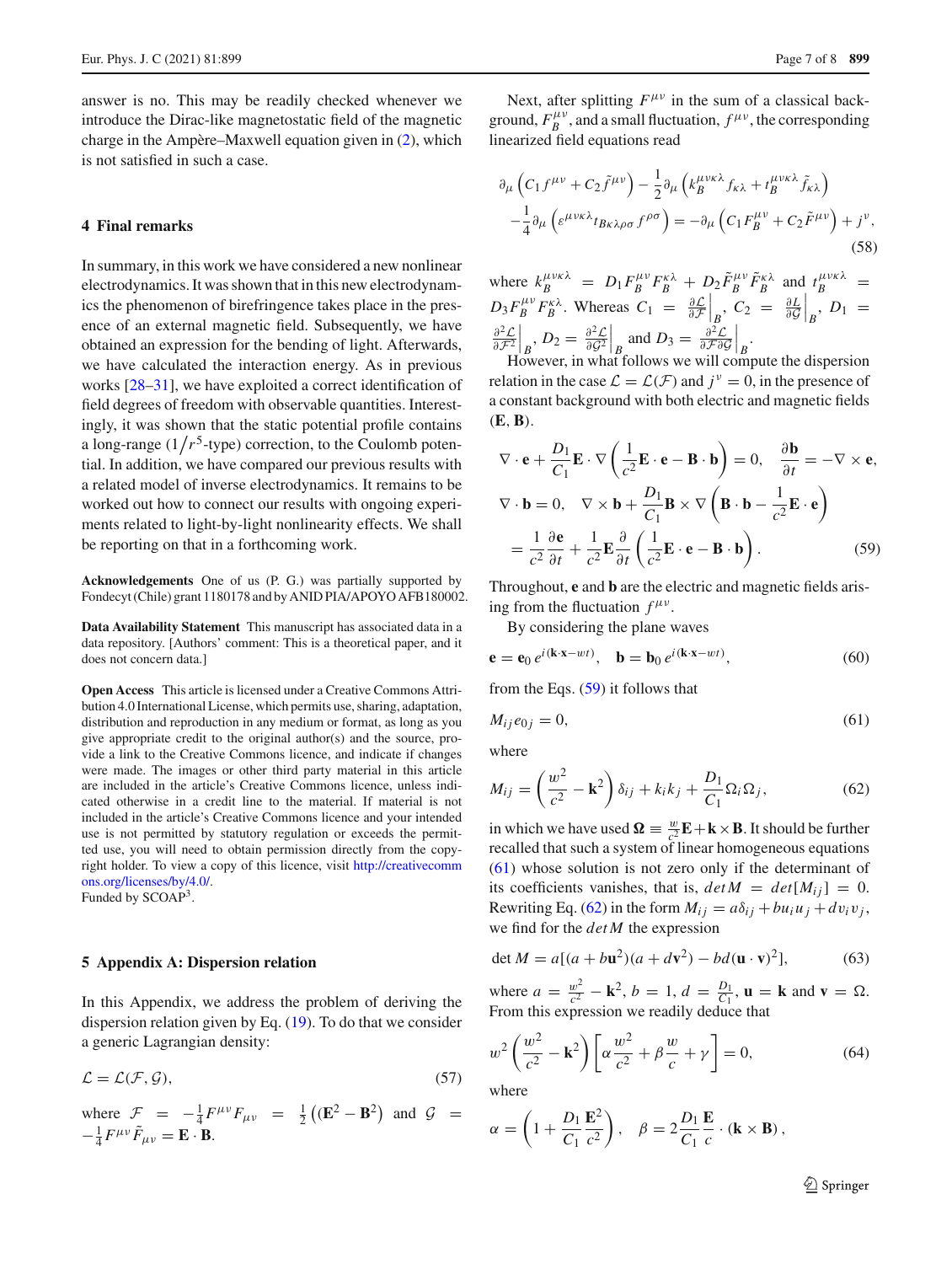answer is no. This may be readily checked whenever we introduce the Dirac-like magnetostatic field of the magnetic charge in the Ampère–Maxwell equation given in (2), which is not satisfied in such a case.

## 4 Final remarks

In summary, in this work we have considered a new nonlinear electrodynamics. It was shown that in this new electrodynamics the phenomenon of birefringence takes place in the presence of an external magnetic field. Subsequently, we have obtained an expression for the bending of light. Afterwards, we have calculated the interaction energy. As in previous works [28–31], we have exploited a correct identification of field degrees of freedom with observable quantities. Interestingly, it was shown that the static potential profile contains a long-range ($1/r^5$-type) correction, to the Coulomb potential. In addition, we have compared our previous results with a related model of inverse electrodynamics. It remains to be worked out how to connect our results with ongoing experiments related to light-by-light nonlinearity effects. We shall be reporting on that in a forthcoming work.

**Acknowledgements** One of us (P. G.) was partially supported by Fondecyt (Chile) grant 1180178 and by ANID PIA/APOYO AFB180002.

**Data Availability Statement** This manuscript has associated data in a data repository. [Authors' comment: This is a theoretical paper, and it does not concern data.]

**Open Access** This article is licensed under a Creative Commons Attribution 4.0 International License, which permits use, sharing, adaptation, distribution and reproduction in any medium or format, as long as you give appropriate credit to the original author(s) and the source, provide a link to the Creative Commons licence, and indicate if changes were made. The images or other third party material in this article are included in the article's Creative Commons licence, unless indicated otherwise in a credit line to the material. If material is not included in the article's Creative Commons licence and your intended use is not permitted by statutory regulation or exceeds the permitted use, you will need to obtain permission directly from the copyright holder. To view a copy of this licence, visit http://creativecommons.org/licenses/by/4.0/.
Funded by SCOAP[3].

## 5 Appendix A: Dispersion relation

In this Appendix, we address the problem of deriving the dispersion relation given by Eq. (19). To do that we consider a generic Lagrangian density:

$$\mathcal{L} = \mathcal{L}(\mathcal{F}, \mathcal{G}), \tag{57}$$

where $\mathcal{F} = -\frac{1}{4}F^{\mu\nu}F_{\mu\nu} = \frac{1}{2}\left((\mathbf{E}^2 - \mathbf{B}^2\right)$ and $\mathcal{G} = -\frac{1}{4}F^{\mu\nu}\tilde{F}_{\mu\nu} = \mathbf{E}\cdot\mathbf{B}$.

Next, after splitting $F^{\mu\nu}$ in the sum of a classical background, $F_B^{\mu\nu}$, and a small fluctuation, $f^{\mu\nu}$, the corresponding linearized field equations read

$$\partial_\mu\left(C_1 f^{\mu\nu} + C_2\tilde{f}^{\mu\nu}\right) - \frac{1}{2}\partial_\mu\left(k_B^{\mu\nu\kappa\lambda}f_{\kappa\lambda} + t_B^{\mu\nu\kappa\lambda}\tilde{f}_{\kappa\lambda}\right) - \frac{1}{4}\partial_\mu\left(\varepsilon^{\mu\nu\kappa\lambda}t_{B\kappa\lambda\rho\sigma}f^{\rho\sigma}\right) = -\partial_\mu\left(C_1 F_B^{\mu\nu} + C_2\tilde{F}^{\mu\nu}\right) + j^\nu, \tag{58}$$

where $k_B^{\mu\nu\kappa\lambda} = D_1 F_B^{\mu\nu}F_B^{\kappa\lambda} + D_2\tilde{F}_B^{\mu\nu}\tilde{F}_B^{\kappa\lambda}$ and $t_B^{\mu\nu\kappa\lambda} = D_3 F_B^{\mu\nu}F_B^{\kappa\lambda}$. Whereas $C_1 = \left.\frac{\partial\mathcal{L}}{\partial\mathcal{F}}\right|_B$, $C_2 = \left.\frac{\partial L}{\partial\mathcal{G}}\right|_B$, $D_1 = \left.\frac{\partial^2\mathcal{L}}{\partial\mathcal{F}^2}\right|_B$, $D_2 = \left.\frac{\partial^2\mathcal{L}}{\partial\mathcal{G}^2}\right|_B$ and $D_3 = \left.\frac{\partial^2\mathcal{L}}{\partial\mathcal{F}\partial\mathcal{G}}\right|_B$.

However, in what follows we will compute the dispersion relation in the case $\mathcal{L} = \mathcal{L}(\mathcal{F})$ and $j^\nu = 0$, in the presence of a constant background with both electric and magnetic fields $(\mathbf{E}, \mathbf{B})$.

$$\begin{aligned}
&\nabla\cdot\mathbf{e} + \frac{D_1}{C_1}\mathbf{E}\cdot\nabla\left(\frac{1}{c^2}\mathbf{E}\cdot\mathbf{e} - \mathbf{B}\cdot\mathbf{b}\right) = 0, \quad \frac{\partial\mathbf{b}}{\partial t} = -\nabla\times\mathbf{e},\\
&\nabla\cdot\mathbf{b} = 0, \quad \nabla\times\mathbf{b} + \frac{D_1}{C_1}\mathbf{B}\times\nabla\left(\mathbf{B}\cdot\mathbf{b} - \frac{1}{c^2}\mathbf{E}\cdot\mathbf{e}\right)\\
&= \frac{1}{c^2}\frac{\partial\mathbf{e}}{\partial t} + \frac{1}{c^2}\mathbf{E}\frac{\partial}{\partial t}\left(\frac{1}{c^2}\mathbf{E}\cdot\mathbf{e} - \mathbf{B}\cdot\mathbf{b}\right).
\end{aligned} \tag{59}$$

Throughout, $\mathbf{e}$ and $\mathbf{b}$ are the electric and magnetic fields arising from the fluctuation $f^{\mu\nu}$.

By considering the plane waves

$$\mathbf{e} = \mathbf{e}_0\, e^{i(\mathbf{k}\cdot\mathbf{x} - wt)}, \quad \mathbf{b} = \mathbf{b}_0\, e^{i(\mathbf{k}\cdot\mathbf{x} - wt)}, \tag{60}$$

from the Eqs. (59) it follows that

$$M_{ij}e_{0j} = 0, \tag{61}$$

where

$$M_{ij} = \left(\frac{w^2}{c^2} - \mathbf{k}^2\right)\delta_{ij} + k_i k_j + \frac{D_1}{C_1}\Omega_i\Omega_j, \tag{62}$$

in which we have used $\mathbf{\Omega} \equiv \frac{w}{c^2}\mathbf{E} + \mathbf{k}\times\mathbf{B}$. It should be further recalled that such a system of linear homogeneous equations (61) whose solution is not zero only if the determinant of its coefficients vanishes, that is, $det M = det[M_{ij}] = 0$. Rewriting Eq. (62) in the form $M_{ij} = a\delta_{ij} + bu_i u_j + dv_i v_j$, we find for the $det M$ the expression

$$\det M = a[(a + b\mathbf{u}^2)(a + d\mathbf{v}^2) - bd(\mathbf{u}\cdot\mathbf{v})^2], \tag{63}$$

where $a = \frac{w^2}{c^2} - \mathbf{k}^2$, $b = 1$, $d = \frac{D_1}{C_1}$, $\mathbf{u} = \mathbf{k}$ and $\mathbf{v} = \Omega$. From this expression we readily deduce that

$$w^2\left(\frac{w^2}{c^2} - \mathbf{k}^2\right)\left[\alpha\frac{w^2}{c^2} + \beta\frac{w}{c} + \gamma\right] = 0, \tag{64}$$

where

$$\alpha = \left(1 + \frac{D_1}{C_1}\frac{\mathbf{E}^2}{c^2}\right), \quad \beta = 2\frac{D_1}{C_1}\frac{\mathbf{E}}{c}\cdot(\mathbf{k}\times\mathbf{B}),$$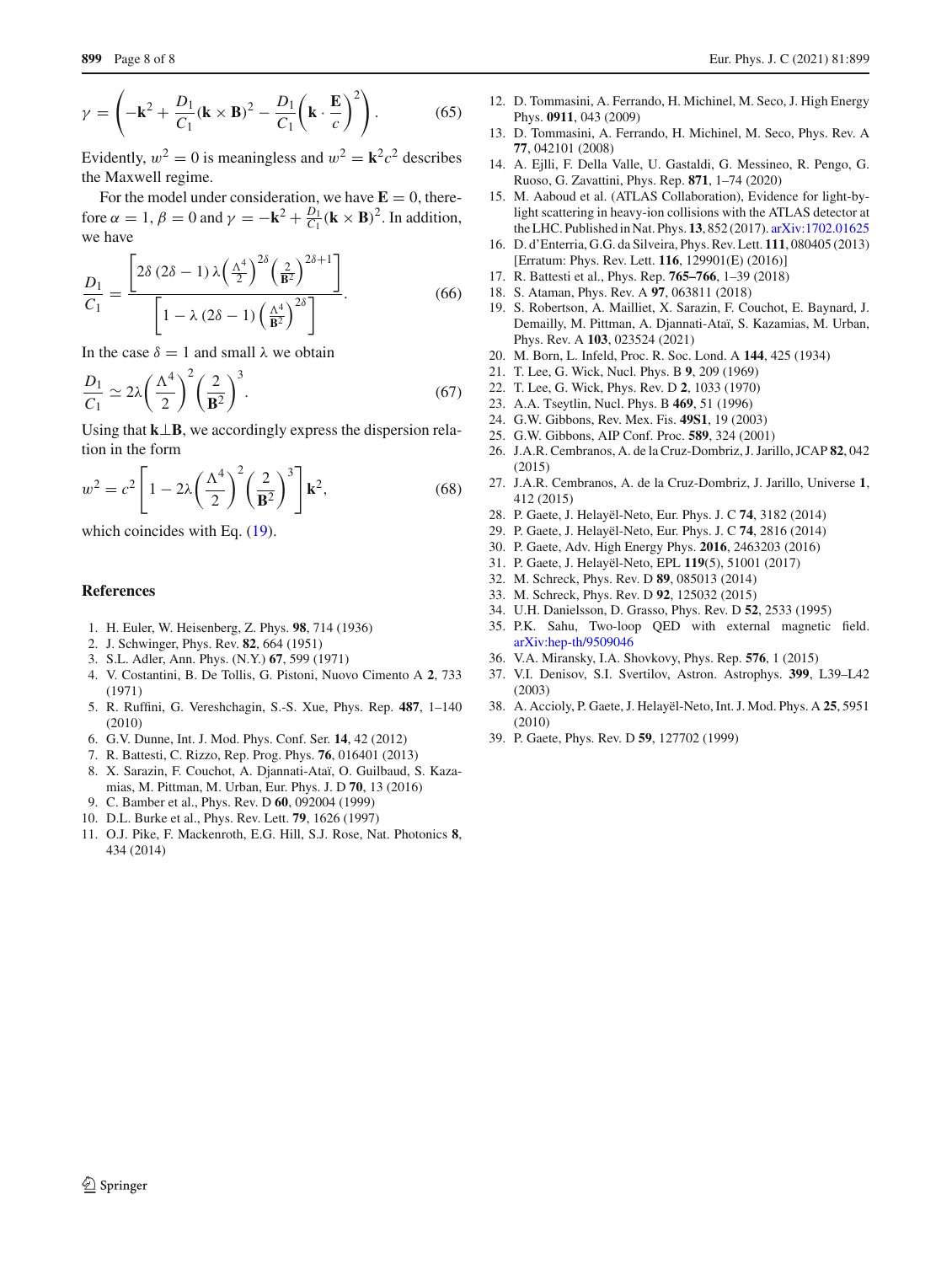$$\gamma = \left( -\mathbf{k}^2 + \frac{D_1}{C_1}(\mathbf{k} \times \mathbf{B})^2 - \frac{D_1}{C_1}\left(\mathbf{k} \cdot \frac{\mathbf{E}}{c}\right)^2 \right). \tag{65}$$

Evidently, $w^2 = 0$ is meaningless and $w^2 = \mathbf{k}^2 c^2$ describes the Maxwell regime.

For the model under consideration, we have $\mathbf{E} = 0$, therefore $\alpha = 1$, $\beta = 0$ and $\gamma = -\mathbf{k}^2 + \frac{D_1}{C_1}(\mathbf{k} \times \mathbf{B})^2$. In addition, we have

$$\frac{D_1}{C_1} = \frac{\left[ 2\delta\,(2\delta - 1)\,\lambda \left(\frac{\Lambda^4}{2}\right)^{2\delta} \left(\frac{2}{\mathbf{B}^2}\right)^{2\delta+1} \right]}{\left[ 1 - \lambda\,(2\delta - 1) \left(\frac{\Lambda^4}{\mathbf{B}^2}\right)^{2\delta} \right]}. \tag{66}$$

In the case $\delta = 1$ and small $\lambda$ we obtain

$$\frac{D_1}{C_1} \simeq 2\lambda \left(\frac{\Lambda^4}{2}\right)^2 \left(\frac{2}{\mathbf{B}^2}\right)^3. \tag{67}$$

Using that $\mathbf{k} \perp \mathbf{B}$, we accordingly express the dispersion relation in the form

$$w^2 = c^2 \left[ 1 - 2\lambda \left(\frac{\Lambda^4}{2}\right)^2 \left(\frac{2}{\mathbf{B}^2}\right)^3 \right] \mathbf{k}^2, \tag{68}$$

which coincides with Eq. (19).

## References

1. H. Euler, W. Heisenberg, Z. Phys. **98**, 714 (1936)
2. J. Schwinger, Phys. Rev. **82**, 664 (1951)
3. S.L. Adler, Ann. Phys. (N.Y.) **67**, 599 (1971)
4. V. Costantini, B. De Tollis, G. Pistoni, Nuovo Cimento A **2**, 733 (1971)
5. R. Ruffini, G. Vereshchagin, S.-S. Xue, Phys. Rep. **487**, 1–140 (2010)
6. G.V. Dunne, Int. J. Mod. Phys. Conf. Ser. **14**, 42 (2012)
7. R. Battesti, C. Rizzo, Rep. Prog. Phys. **76**, 016401 (2013)
8. X. Sarazin, F. Couchot, A. Djannati-Ataï, O. Guilbaud, S. Kazamias, M. Pittman, M. Urban, Eur. Phys. J. D **70**, 13 (2016)
9. C. Bamber et al., Phys. Rev. D **60**, 092004 (1999)
10. D.L. Burke et al., Phys. Rev. Lett. **79**, 1626 (1997)
11. O.J. Pike, F. Mackenroth, E.G. Hill, S.J. Rose, Nat. Photonics **8**, 434 (2014)
12. D. Tommasini, A. Ferrando, H. Michinel, M. Seco, J. High Energy Phys. **0911**, 043 (2009)
13. D. Tommasini, A. Ferrando, H. Michinel, M. Seco, Phys. Rev. A **77**, 042101 (2008)
14. A. Ejlli, F. Della Valle, U. Gastaldi, G. Messineo, R. Pengo, G. Ruoso, G. Zavattini, Phys. Rep. **871**, 1–74 (2020)
15. M. Aaboud et al. (ATLAS Collaboration), Evidence for light-by-light scattering in heavy-ion collisions with the ATLAS detector at the LHC. Published in Nat. Phys. **13**, 852 (2017). arXiv:1702.01625
16. D. d'Enterria, G.G. da Silveira, Phys. Rev. Lett. **111**, 080405 (2013) [Erratum: Phys. Rev. Lett. **116**, 129901(E) (2016)]
17. R. Battesti et al., Phys. Rep. **765–766**, 1–39 (2018)
18. S. Ataman, Phys. Rev. A **97**, 063811 (2018)
19. S. Robertson, A. Mailliet, X. Sarazin, F. Couchot, E. Baynard, J. Demailly, M. Pittman, A. Djannati-Ataï, S. Kazamias, M. Urban, Phys. Rev. A **103**, 023524 (2021)
20. M. Born, L. Infeld, Proc. R. Soc. Lond. A **144**, 425 (1934)
21. T. Lee, G. Wick, Nucl. Phys. B **9**, 209 (1969)
22. T. Lee, G. Wick, Phys. Rev. D **2**, 1033 (1970)
23. A.A. Tseytlin, Nucl. Phys. B **469**, 51 (1996)
24. G.W. Gibbons, Rev. Mex. Fis. **49S1**, 19 (2003)
25. G.W. Gibbons, AIP Conf. Proc. **589**, 324 (2001)
26. J.A.R. Cembranos, A. de la Cruz-Dombriz, J. Jarillo, JCAP **82**, 042 (2015)
27. J.A.R. Cembranos, A. de la Cruz-Dombriz, J. Jarillo, Universe **1**, 412 (2015)
28. P. Gaete, J. Helayël-Neto, Eur. Phys. J. C **74**, 3182 (2014)
29. P. Gaete, J. Helayël-Neto, Eur. Phys. J. C **74**, 2816 (2014)
30. P. Gaete, Adv. High Energy Phys. **2016**, 2463203 (2016)
31. P. Gaete, J. Helayël-Neto, EPL **119**(5), 51001 (2017)
32. M. Schreck, Phys. Rev. D **89**, 085013 (2014)
33. M. Schreck, Phys. Rev. D **92**, 125032 (2015)
34. U.H. Danielsson, D. Grasso, Phys. Rev. D **52**, 2533 (1995)
35. P.K. Sahu, Two-loop QED with external magnetic field. arXiv:hep-th/9509046
36. V.A. Miransky, I.A. Shovkovy, Phys. Rep. **576**, 1 (2015)
37. V.I. Denisov, S.I. Svertilov, Astron. Astrophys. **399**, L39–L42 (2003)
38. A. Accioly, P. Gaete, J. Helayël-Neto, Int. J. Mod. Phys. A **25**, 5951 (2010)
39. P. Gaete, Phys. Rev. D **59**, 127702 (1999)